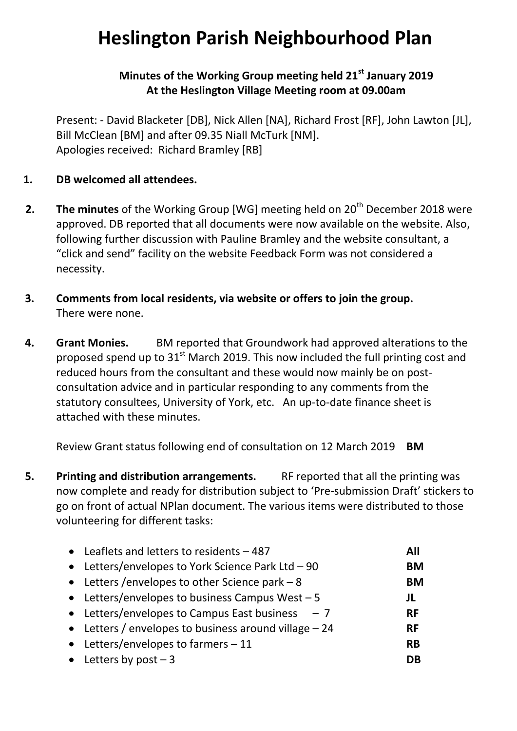# Heslington Parish Neighbourhood Plan

**Minutes of the Working Group meeting held 21st January 2019**
**At the Heslington Village Meeting room at 09.00am**

Present: - David Blacketer [DB], Nick Allen [NA], Richard Frost [RF], John Lawton [JL], Bill McClean [BM] and after 09.35 Niall McTurk [NM].
Apologies received: Richard Bramley [RB]

1. **DB welcomed all attendees.**

2. **The minutes** of the Working Group [WG] meeting held on 20th December 2018 were approved. DB reported that all documents were now available on the website. Also, following further discussion with Pauline Bramley and the website consultant, a "click and send" facility on the website Feedback Form was not considered a necessity.

3. **Comments from local residents, via website or offers to join the group.**
   There were none.

4. **Grant Monies.** BM reported that Groundwork had approved alterations to the proposed spend up to 31st March 2019. This now included the full printing cost and reduced hours from the consultant and these would now mainly be on post-consultation advice and in particular responding to any comments from the statutory consultees, University of York, etc. An up-to-date finance sheet is attached with these minutes.

   Review Grant status following end of consultation on 12 March 2019 **BM**

5. **Printing and distribution arrangements.** RF reported that all the printing was now complete and ready for distribution subject to 'Pre-submission Draft' stickers to go on front of actual NPlan document. The various items were distributed to those volunteering for different tasks:

   - Leaflets and letters to residents – 487 **All**
   - Letters/envelopes to York Science Park Ltd – 90 **BM**
   - Letters /envelopes to other Science park – 8 **BM**
   - Letters/envelopes to business Campus West – 5 **JL**
   - Letters/envelopes to Campus East business – 7 **RF**
   - Letters / envelopes to business around village – 24 **RF**
   - Letters/envelopes to farmers – 11 **RB**
   - Letters by post – 3 **DB**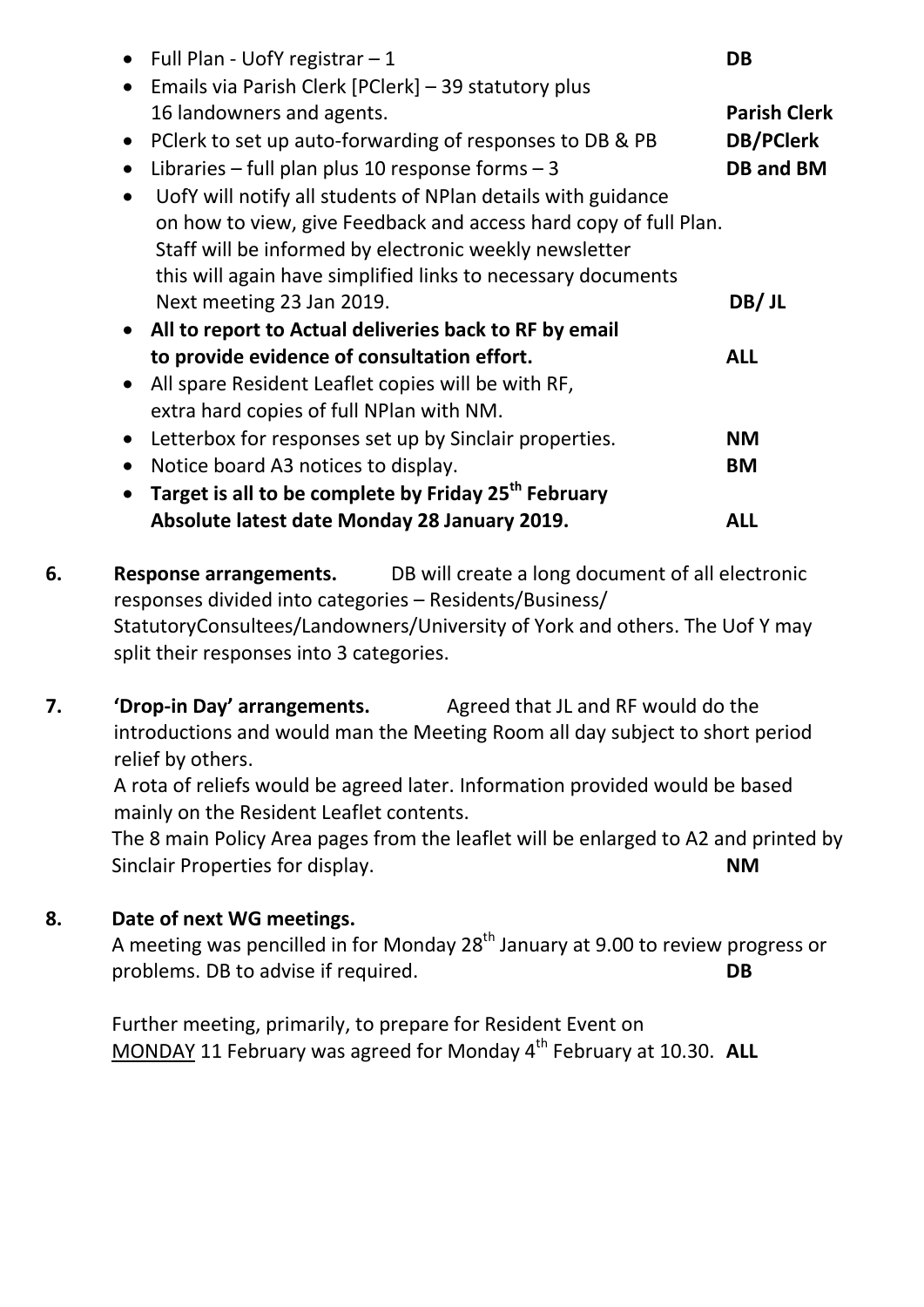- Full Plan - UofY registrar – 1 **DB**
- Emails via Parish Clerk [PClerk] – 39 statutory plus 16 landowners and agents. **Parish Clerk**
- PClerk to set up auto-forwarding of responses to DB & PB **DB/PClerk**
- Libraries – full plan plus 10 response forms – 3 **DB and BM**
- UofY will notify all students of NPlan details with guidance on how to view, give Feedback and access hard copy of full Plan. Staff will be informed by electronic weekly newsletter this will again have simplified links to necessary documents Next meeting 23 Jan 2019. **DB/ JL**
- **All to report to Actual deliveries back to RF by email to provide evidence of consultation effort. ALL**
- All spare Resident Leaflet copies will be with RF, extra hard copies of full NPlan with NM.
- Letterbox for responses set up by Sinclair properties. **NM**
- Notice board A3 notices to display. **BM**
- **Target is all to be complete by Friday 25th February Absolute latest date Monday 28 January 2019. ALL**

**6. Response arrangements.** DB will create a long document of all electronic responses divided into categories – Residents/Business/ StatutoryConsultees/Landowners/University of York and others. The Uof Y may split their responses into 3 categories.

**7. 'Drop-in Day' arrangements.** Agreed that JL and RF would do the introductions and would man the Meeting Room all day subject to short period relief by others.
A rota of reliefs would be agreed later. Information provided would be based mainly on the Resident Leaflet contents.
The 8 main Policy Area pages from the leaflet will be enlarged to A2 and printed by Sinclair Properties for display. **NM**

**8. Date of next WG meetings.**
A meeting was pencilled in for Monday 28th January at 9.00 to review progress or problems. DB to advise if required. **DB**

Further meeting, primarily, to prepare for Resident Event on MONDAY 11 February was agreed for Monday 4th February at 10.30. **ALL**